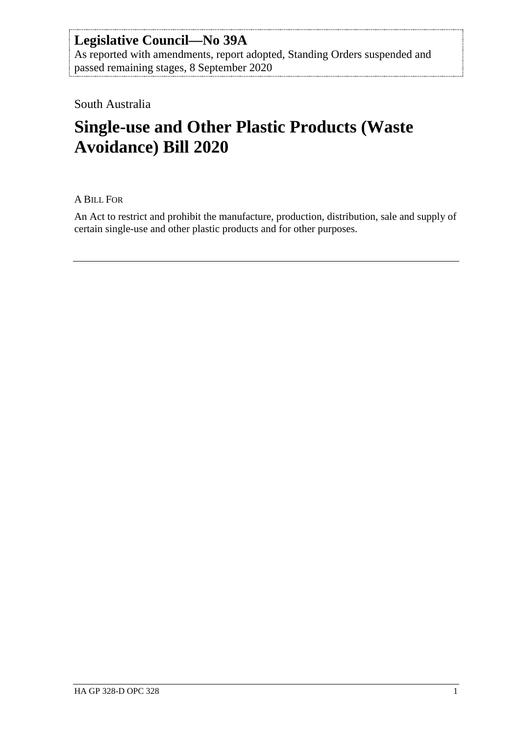**Legislative Council—No 39A**
As reported with amendments, report adopted, Standing Orders suspended and passed remaining stages, 8 September 2020

South Australia

# Single-use and Other Plastic Products (Waste Avoidance) Bill 2020

A BILL FOR

An Act to restrict and prohibit the manufacture, production, distribution, sale and supply of certain single-use and other plastic products and for other purposes.

---

HA GP 328-D OPC 328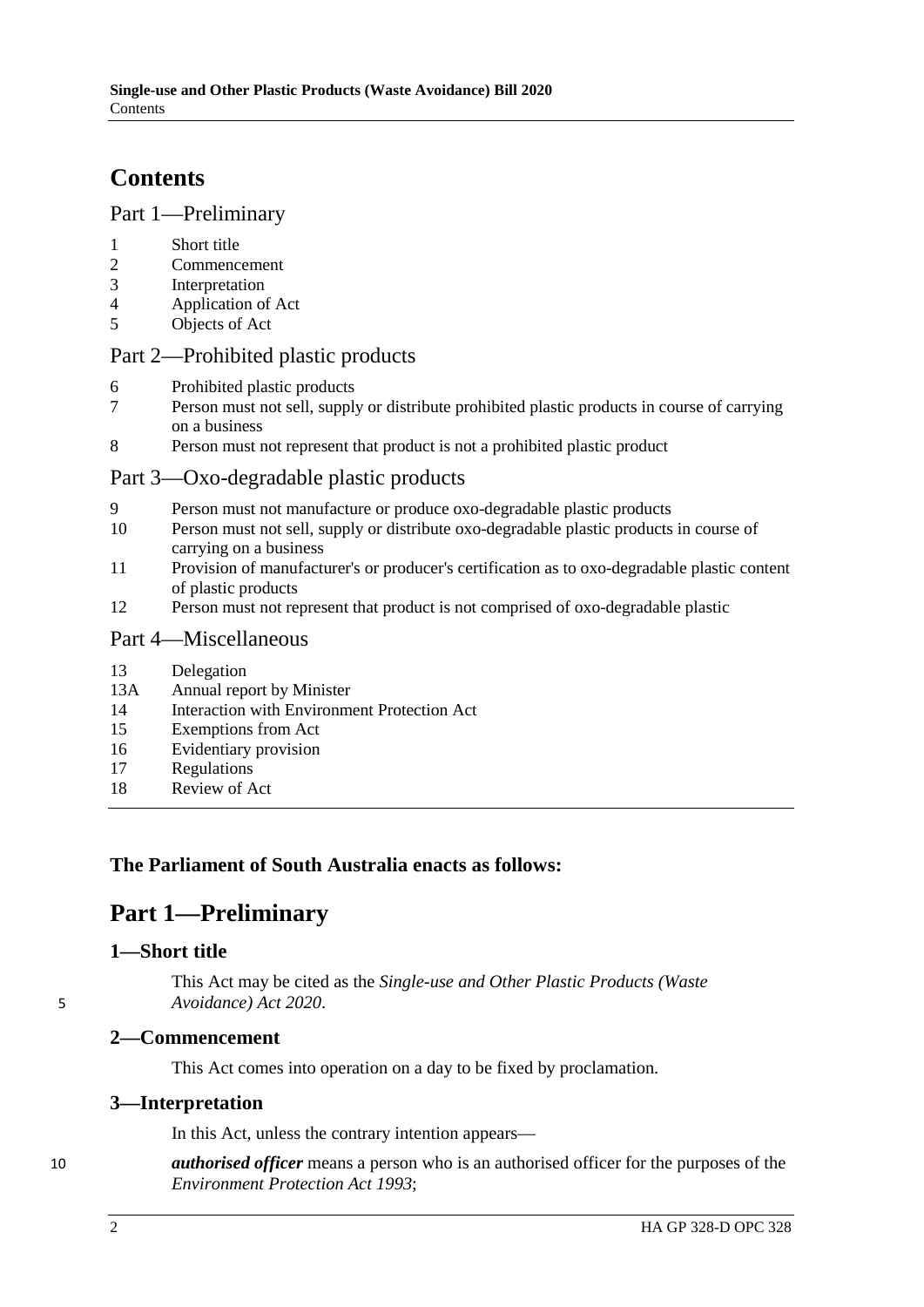# Contents

## Part 1—Preliminary

1 Short title
2 Commencement
3 Interpretation
4 Application of Act
5 Objects of Act

## Part 2—Prohibited plastic products

6 Prohibited plastic products
7 Person must not sell, supply or distribute prohibited plastic products in course of carrying on a business
8 Person must not represent that product is not a prohibited plastic product

## Part 3—Oxo-degradable plastic products

9 Person must not manufacture or produce oxo-degradable plastic products
10 Person must not sell, supply or distribute oxo-degradable plastic products in course of carrying on a business
11 Provision of manufacturer's or producer's certification as to oxo-degradable plastic content of plastic products
12 Person must not represent that product is not comprised of oxo-degradable plastic

## Part 4—Miscellaneous

13 Delegation
13A Annual report by Minister
14 Interaction with Environment Protection Act
15 Exemptions from Act
16 Evidentiary provision
17 Regulations
18 Review of Act

---

**The Parliament of South Australia enacts as follows:**

# Part 1—Preliminary

### 1—Short title

This Act may be cited as the *Single-use and Other Plastic Products (Waste Avoidance) Act 2020*.

### 2—Commencement

This Act comes into operation on a day to be fixed by proclamation.

### 3—Interpretation

In this Act, unless the contrary intention appears—

***authorised officer*** means a person who is an authorised officer for the purposes of the *Environment Protection Act 1993*;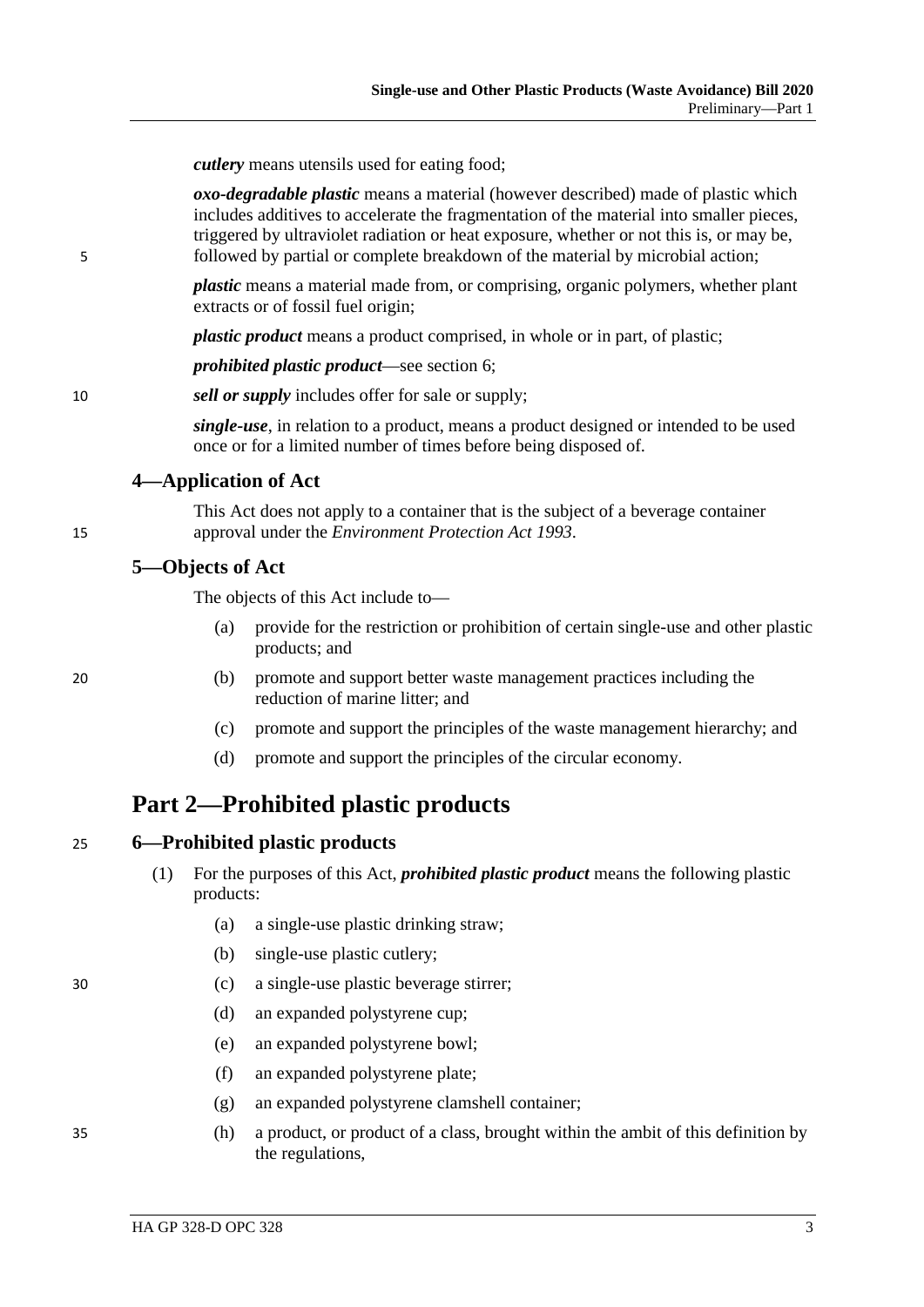***cutlery*** means utensils used for eating food;

***oxo-degradable plastic*** means a material (however described) made of plastic which includes additives to accelerate the fragmentation of the material into smaller pieces, triggered by ultraviolet radiation or heat exposure, whether or not this is, or may be, followed by partial or complete breakdown of the material by microbial action;

***plastic*** means a material made from, or comprising, organic polymers, whether plant extracts or of fossil fuel origin;

***plastic product*** means a product comprised, in whole or in part, of plastic;

***prohibited plastic product***—see section 6;

***sell or supply*** includes offer for sale or supply;

***single-use***, in relation to a product, means a product designed or intended to be used once or for a limited number of times before being disposed of.

### 4—Application of Act

This Act does not apply to a container that is the subject of a beverage container approval under the *Environment Protection Act 1993*.

### 5—Objects of Act

The objects of this Act include to—

(a) provide for the restriction or prohibition of certain single-use and other plastic products; and

(b) promote and support better waste management practices including the reduction of marine litter; and

(c) promote and support the principles of the waste management hierarchy; and

(d) promote and support the principles of the circular economy.

## Part 2—Prohibited plastic products

### 6—Prohibited plastic products

(1) For the purposes of this Act, ***prohibited plastic product*** means the following plastic products:

(a) a single-use plastic drinking straw;

(b) single-use plastic cutlery;

(c) a single-use plastic beverage stirrer;

(d) an expanded polystyrene cup;

(e) an expanded polystyrene bowl;

(f) an expanded polystyrene plate;

(g) an expanded polystyrene clamshell container;

(h) a product, or product of a class, brought within the ambit of this definition by the regulations,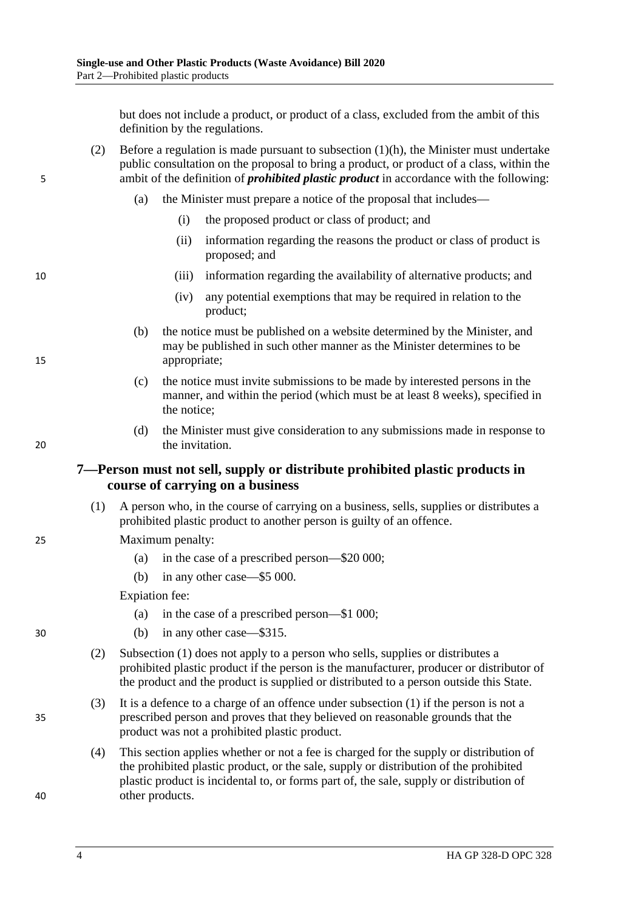but does not include a product, or product of a class, excluded from the ambit of this definition by the regulations.

(2) Before a regulation is made pursuant to subsection (1)(h), the Minister must undertake public consultation on the proposal to bring a product, or product of a class, within the ambit of the definition of ***prohibited plastic product*** in accordance with the following:

- (a) the Minister must prepare a notice of the proposal that includes—
  - (i) the proposed product or class of product; and
  - (ii) information regarding the reasons the product or class of product is proposed; and
  - (iii) information regarding the availability of alternative products; and
  - (iv) any potential exemptions that may be required in relation to the product;
- (b) the notice must be published on a website determined by the Minister, and may be published in such other manner as the Minister determines to be appropriate;
- (c) the notice must invite submissions to be made by interested persons in the manner, and within the period (which must be at least 8 weeks), specified in the notice;
- (d) the Minister must give consideration to any submissions made in response to the invitation.

## 7—Person must not sell, supply or distribute prohibited plastic products in course of carrying on a business

(1) A person who, in the course of carrying on a business, sells, supplies or distributes a prohibited plastic product to another person is guilty of an offence.

Maximum penalty:

- (a) in the case of a prescribed person—$20 000;
- (b) in any other case—$5 000.

Expiation fee:

- (a) in the case of a prescribed person—$1 000;
- (b) in any other case—$315.

(2) Subsection (1) does not apply to a person who sells, supplies or distributes a prohibited plastic product if the person is the manufacturer, producer or distributor of the product and the product is supplied or distributed to a person outside this State.

(3) It is a defence to a charge of an offence under subsection (1) if the person is not a prescribed person and proves that they believed on reasonable grounds that the product was not a prohibited plastic product.

(4) This section applies whether or not a fee is charged for the supply or distribution of the prohibited plastic product, or the sale, supply or distribution of the prohibited plastic product is incidental to, or forms part of, the sale, supply or distribution of other products.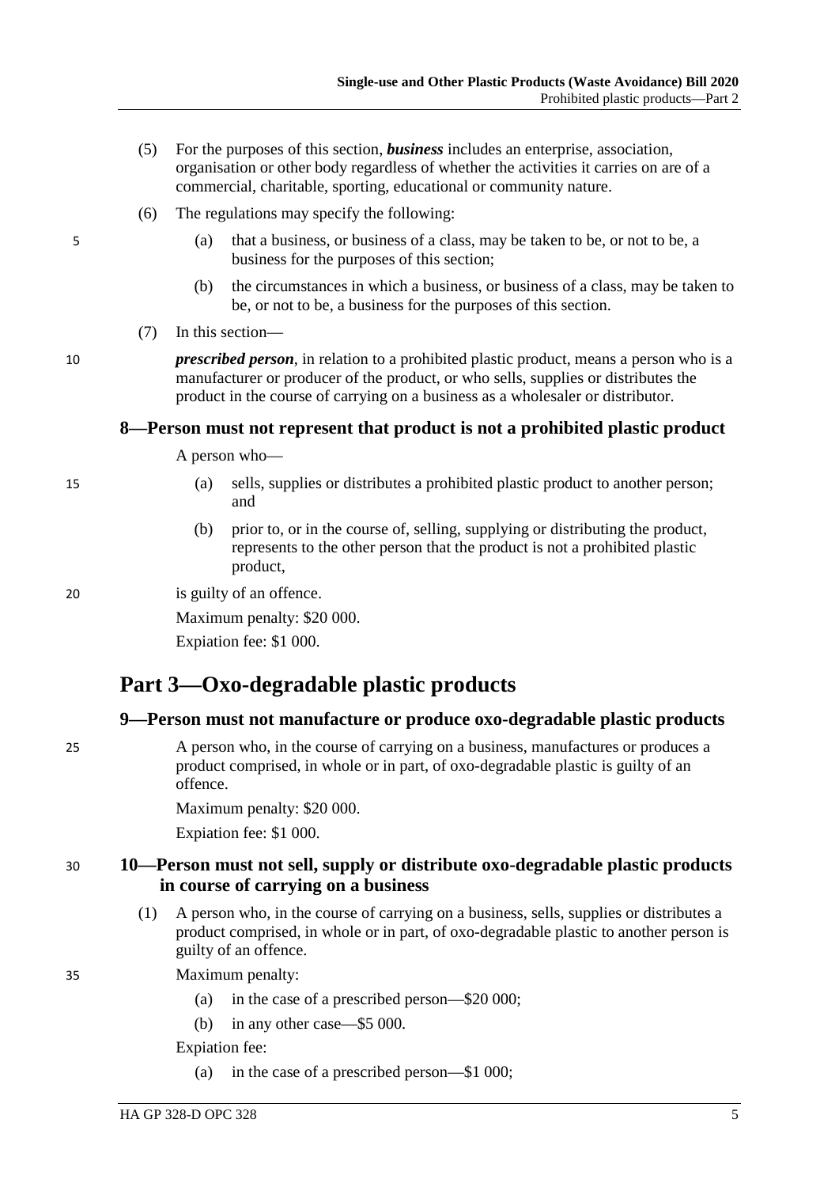(5) For the purposes of this section, ***business*** includes an enterprise, association, organisation or other body regardless of whether the activities it carries on are of a commercial, charitable, sporting, educational or community nature.

(6) The regulations may specify the following:

(a) that a business, or business of a class, may be taken to be, or not to be, a business for the purposes of this section;

(b) the circumstances in which a business, or business of a class, may be taken to be, or not to be, a business for the purposes of this section.

(7) In this section—

***prescribed person***, in relation to a prohibited plastic product, means a person who is a manufacturer or producer of the product, or who sells, supplies or distributes the product in the course of carrying on a business as a wholesaler or distributor.

### 8—Person must not represent that product is not a prohibited plastic product

A person who—

(a) sells, supplies or distributes a prohibited plastic product to another person; and

(b) prior to, or in the course of, selling, supplying or distributing the product, represents to the other person that the product is not a prohibited plastic product,

is guilty of an offence.

Maximum penalty: $20 000.

Expiation fee: $1 000.

## Part 3—Oxo-degradable plastic products

### 9—Person must not manufacture or produce oxo-degradable plastic products

A person who, in the course of carrying on a business, manufactures or produces a product comprised, in whole or in part, of oxo-degradable plastic is guilty of an offence.

Maximum penalty: $20 000.

Expiation fee: $1 000.

### 10—Person must not sell, supply or distribute oxo-degradable plastic products in course of carrying on a business

(1) A person who, in the course of carrying on a business, sells, supplies or distributes a product comprised, in whole or in part, of oxo-degradable plastic to another person is guilty of an offence.

Maximum penalty:

(a) in the case of a prescribed person—$20 000;

(b) in any other case—$5 000.

Expiation fee:

(a) in the case of a prescribed person—$1 000;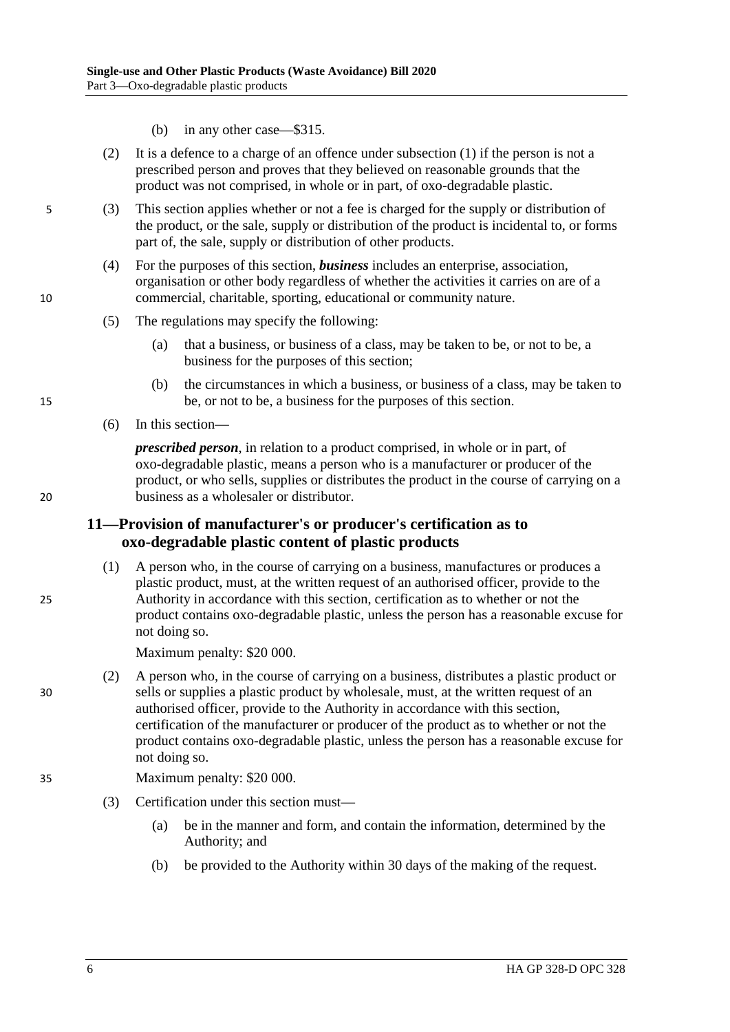(b) in any other case—$315.

(2) It is a defence to a charge of an offence under subsection (1) if the person is not a prescribed person and proves that they believed on reasonable grounds that the product was not comprised, in whole or in part, of oxo-degradable plastic.

(3) This section applies whether or not a fee is charged for the supply or distribution of the product, or the sale, supply or distribution of the product is incidental to, or forms part of, the sale, supply or distribution of other products.

(4) For the purposes of this section, ***business*** includes an enterprise, association, organisation or other body regardless of whether the activities it carries on are of a commercial, charitable, sporting, educational or community nature.

(5) The regulations may specify the following:

(a) that a business, or business of a class, may be taken to be, or not to be, a business for the purposes of this section;

(b) the circumstances in which a business, or business of a class, may be taken to be, or not to be, a business for the purposes of this section.

(6) In this section—

***prescribed person***, in relation to a product comprised, in whole or in part, of oxo-degradable plastic, means a person who is a manufacturer or producer of the product, or who sells, supplies or distributes the product in the course of carrying on a business as a wholesaler or distributor.

## 11—Provision of manufacturer's or producer's certification as to oxo-degradable plastic content of plastic products

(1) A person who, in the course of carrying on a business, manufactures or produces a plastic product, must, at the written request of an authorised officer, provide to the Authority in accordance with this section, certification as to whether or not the product contains oxo-degradable plastic, unless the person has a reasonable excuse for not doing so.

Maximum penalty: $20 000.

(2) A person who, in the course of carrying on a business, distributes a plastic product or sells or supplies a plastic product by wholesale, must, at the written request of an authorised officer, provide to the Authority in accordance with this section, certification of the manufacturer or producer of the product as to whether or not the product contains oxo-degradable plastic, unless the person has a reasonable excuse for not doing so.

Maximum penalty: $20 000.

(3) Certification under this section must—

(a) be in the manner and form, and contain the information, determined by the Authority; and

(b) be provided to the Authority within 30 days of the making of the request.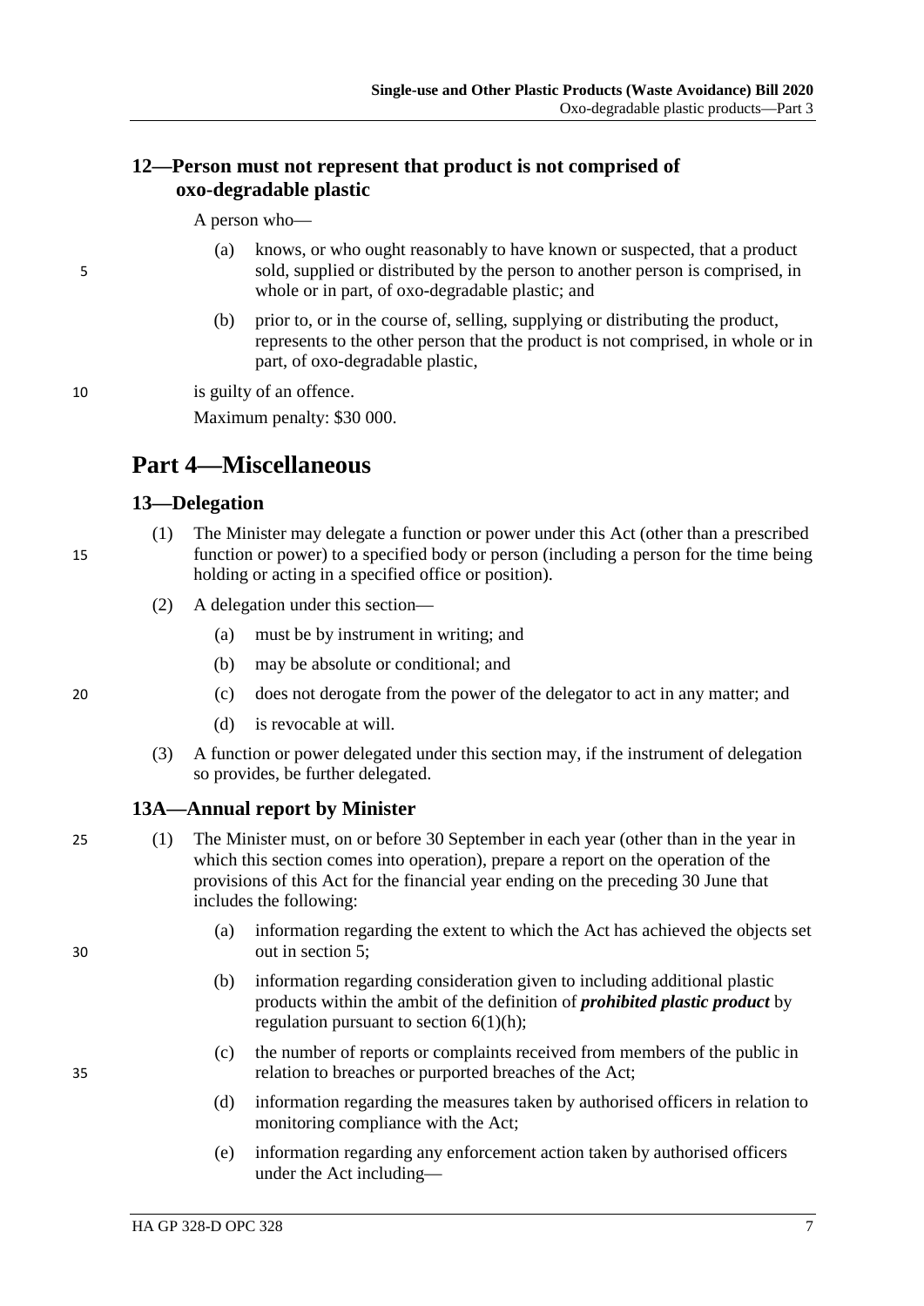### 12—Person must not represent that product is not comprised of oxo-degradable plastic

A person who—

(a) knows, or who ought reasonably to have known or suspected, that a product sold, supplied or distributed by the person to another person is comprised, in whole or in part, of oxo-degradable plastic; and

(b) prior to, or in the course of, selling, supplying or distributing the product, represents to the other person that the product is not comprised, in whole or in part, of oxo-degradable plastic,

is guilty of an offence.

Maximum penalty: $30 000.

## Part 4—Miscellaneous

### 13—Delegation

(1) The Minister may delegate a function or power under this Act (other than a prescribed function or power) to a specified body or person (including a person for the time being holding or acting in a specified office or position).

(2) A delegation under this section—

(a) must be by instrument in writing; and

(b) may be absolute or conditional; and

(c) does not derogate from the power of the delegator to act in any matter; and

(d) is revocable at will.

(3) A function or power delegated under this section may, if the instrument of delegation so provides, be further delegated.

### 13A—Annual report by Minister

(1) The Minister must, on or before 30 September in each year (other than in the year in which this section comes into operation), prepare a report on the operation of the provisions of this Act for the financial year ending on the preceding 30 June that includes the following:

(a) information regarding the extent to which the Act has achieved the objects set out in section 5;

(b) information regarding consideration given to including additional plastic products within the ambit of the definition of ***prohibited plastic product*** by regulation pursuant to section 6(1)(h);

(c) the number of reports or complaints received from members of the public in relation to breaches or purported breaches of the Act;

(d) information regarding the measures taken by authorised officers in relation to monitoring compliance with the Act;

(e) information regarding any enforcement action taken by authorised officers under the Act including—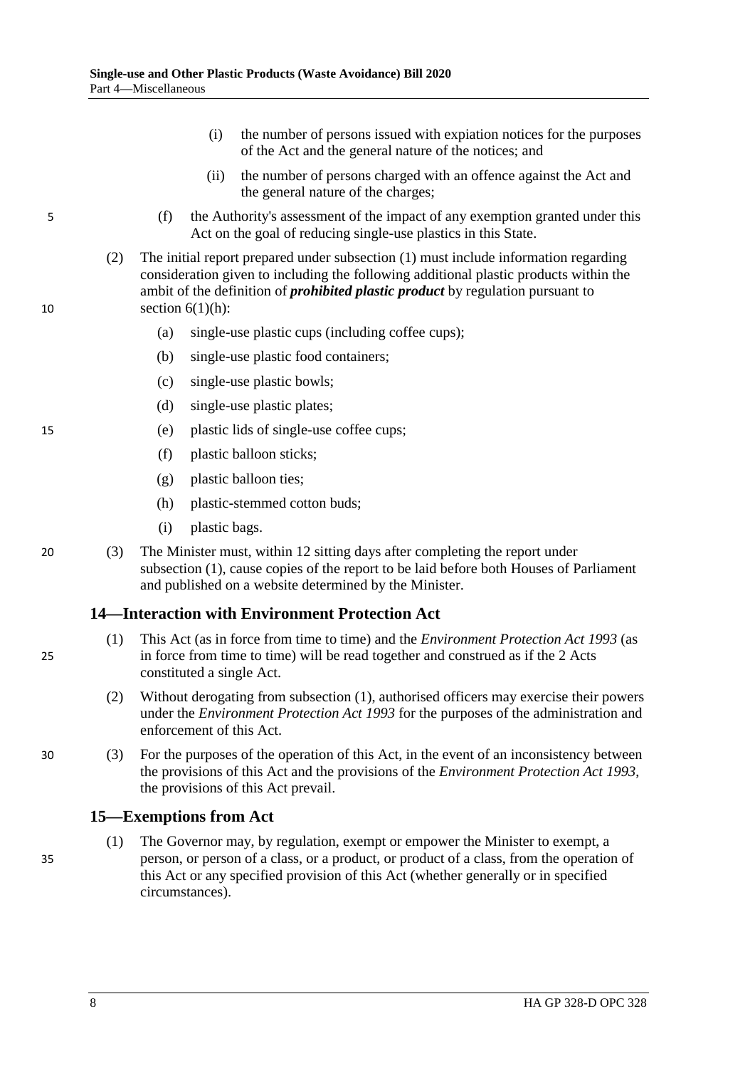(i) the number of persons issued with expiation notices for the purposes of the Act and the general nature of the notices; and

(ii) the number of persons charged with an offence against the Act and the general nature of the charges;

(f) the Authority's assessment of the impact of any exemption granted under this Act on the goal of reducing single-use plastics in this State.

(2) The initial report prepared under subsection (1) must include information regarding consideration given to including the following additional plastic products within the ambit of the definition of ***prohibited plastic product*** by regulation pursuant to section 6(1)(h):

(a) single-use plastic cups (including coffee cups);

(b) single-use plastic food containers;

(c) single-use plastic bowls;

(d) single-use plastic plates;

(e) plastic lids of single-use coffee cups;

(f) plastic balloon sticks;

(g) plastic balloon ties;

(h) plastic-stemmed cotton buds;

(i) plastic bags.

(3) The Minister must, within 12 sitting days after completing the report under subsection (1), cause copies of the report to be laid before both Houses of Parliament and published on a website determined by the Minister.

### 14—Interaction with Environment Protection Act

(1) This Act (as in force from time to time) and the *Environment Protection Act 1993* (as in force from time to time) will be read together and construed as if the 2 Acts constituted a single Act.

(2) Without derogating from subsection (1), authorised officers may exercise their powers under the *Environment Protection Act 1993* for the purposes of the administration and enforcement of this Act.

(3) For the purposes of the operation of this Act, in the event of an inconsistency between the provisions of this Act and the provisions of the *Environment Protection Act 1993*, the provisions of this Act prevail.

### 15—Exemptions from Act

(1) The Governor may, by regulation, exempt or empower the Minister to exempt, a person, or person of a class, or a product, or product of a class, from the operation of this Act or any specified provision of this Act (whether generally or in specified circumstances).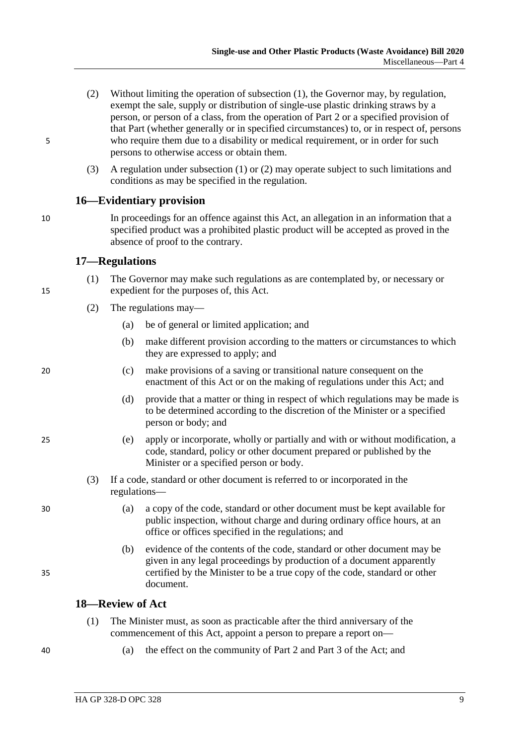(2) Without limiting the operation of subsection (1), the Governor may, by regulation, exempt the sale, supply or distribution of single-use plastic drinking straws by a person, or person of a class, from the operation of Part 2 or a specified provision of that Part (whether generally or in specified circumstances) to, or in respect of, persons who require them due to a disability or medical requirement, or in order for such persons to otherwise access or obtain them.

(3) A regulation under subsection (1) or (2) may operate subject to such limitations and conditions as may be specified in the regulation.

### 16—Evidentiary provision

In proceedings for an offence against this Act, an allegation in an information that a specified product was a prohibited plastic product will be accepted as proved in the absence of proof to the contrary.

### 17—Regulations

(1) The Governor may make such regulations as are contemplated by, or necessary or expedient for the purposes of, this Act.

(2) The regulations may—

(a) be of general or limited application; and

(b) make different provision according to the matters or circumstances to which they are expressed to apply; and

(c) make provisions of a saving or transitional nature consequent on the enactment of this Act or on the making of regulations under this Act; and

(d) provide that a matter or thing in respect of which regulations may be made is to be determined according to the discretion of the Minister or a specified person or body; and

(e) apply or incorporate, wholly or partially and with or without modification, a code, standard, policy or other document prepared or published by the Minister or a specified person or body.

(3) If a code, standard or other document is referred to or incorporated in the regulations—

(a) a copy of the code, standard or other document must be kept available for public inspection, without charge and during ordinary office hours, at an office or offices specified in the regulations; and

(b) evidence of the contents of the code, standard or other document may be given in any legal proceedings by production of a document apparently certified by the Minister to be a true copy of the code, standard or other document.

### 18—Review of Act

(1) The Minister must, as soon as practicable after the third anniversary of the commencement of this Act, appoint a person to prepare a report on—

(a) the effect on the community of Part 2 and Part 3 of the Act; and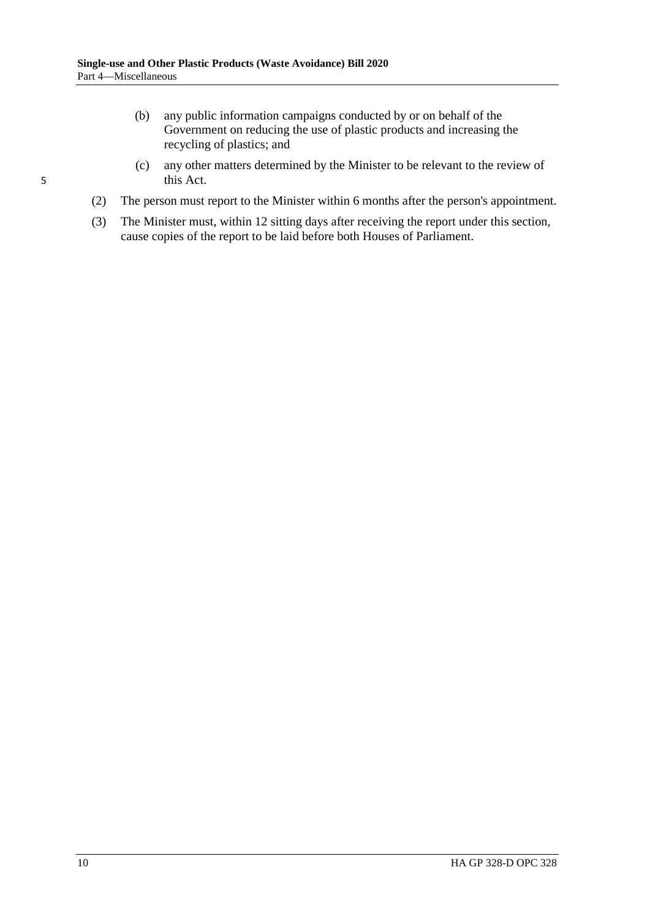(b) any public information campaigns conducted by or on behalf of the Government on reducing the use of plastic products and increasing the recycling of plastics; and

(c) any other matters determined by the Minister to be relevant to the review of this Act.

(2) The person must report to the Minister within 6 months after the person's appointment.

(3) The Minister must, within 12 sitting days after receiving the report under this section, cause copies of the report to be laid before both Houses of Parliament.